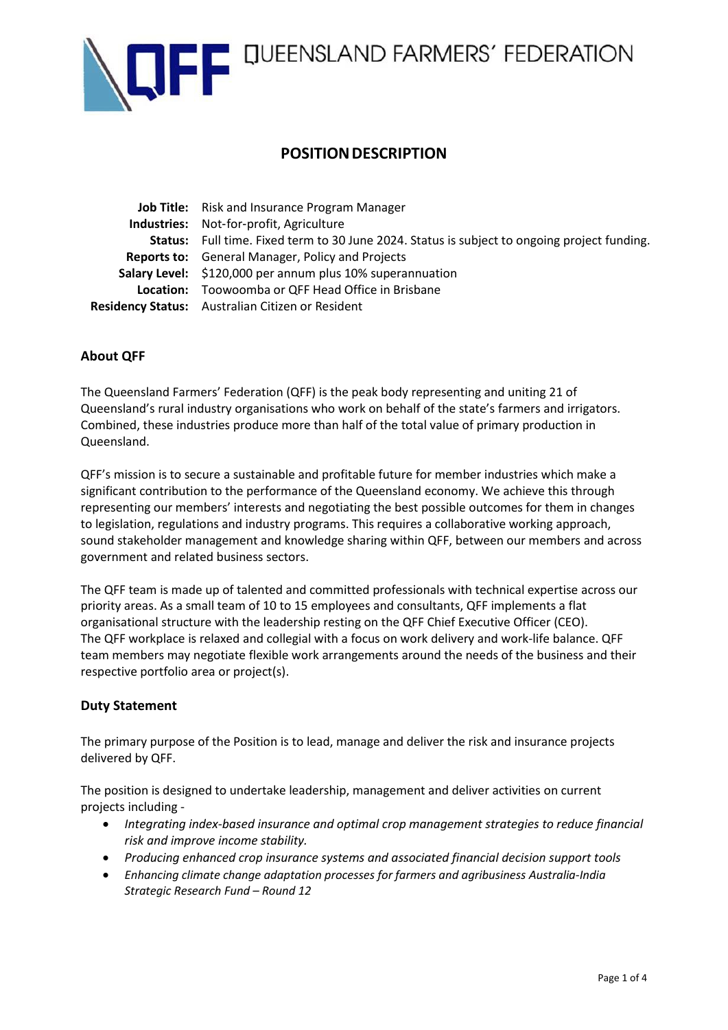QUEENSLAND FARMERS' FEDERATION

# POSITION DESCRIPTION

| | |
|---|---|
| **Job Title:** | Risk and Insurance Program Manager |
| **Industries:** | Not-for-profit, Agriculture |
| **Status:** | Full time. Fixed term to 30 June 2024. Status is subject to ongoing project funding. |
| **Reports to:** | General Manager, Policy and Projects |
| **Salary Level:** | $120,000 per annum plus 10% superannuation |
| **Location:** | Toowoomba or QFF Head Office in Brisbane |
| **Residency Status:** | Australian Citizen or Resident |

### About QFF

The Queensland Farmers' Federation (QFF) is the peak body representing and uniting 21 of Queensland's rural industry organisations who work on behalf of the state's farmers and irrigators. Combined, these industries produce more than half of the total value of primary production in Queensland.

QFF's mission is to secure a sustainable and profitable future for member industries which make a significant contribution to the performance of the Queensland economy. We achieve this through representing our members' interests and negotiating the best possible outcomes for them in changes to legislation, regulations and industry programs. This requires a collaborative working approach, sound stakeholder management and knowledge sharing within QFF, between our members and across government and related business sectors.

The QFF team is made up of talented and committed professionals with technical expertise across our priority areas. As a small team of 10 to 15 employees and consultants, QFF implements a flat organisational structure with the leadership resting on the QFF Chief Executive Officer (CEO). The QFF workplace is relaxed and collegial with a focus on work delivery and work-life balance. QFF team members may negotiate flexible work arrangements around the needs of the business and their respective portfolio area or project(s).

### Duty Statement

The primary purpose of the Position is to lead, manage and deliver the risk and insurance projects delivered by QFF.

The position is designed to undertake leadership, management and deliver activities on current projects including -

- *Integrating index-based insurance and optimal crop management strategies to reduce financial risk and improve income stability.*
- *Producing enhanced crop insurance systems and associated financial decision support tools*
- *Enhancing climate change adaptation processes for farmers and agribusiness Australia-India Strategic Research Fund – Round 12*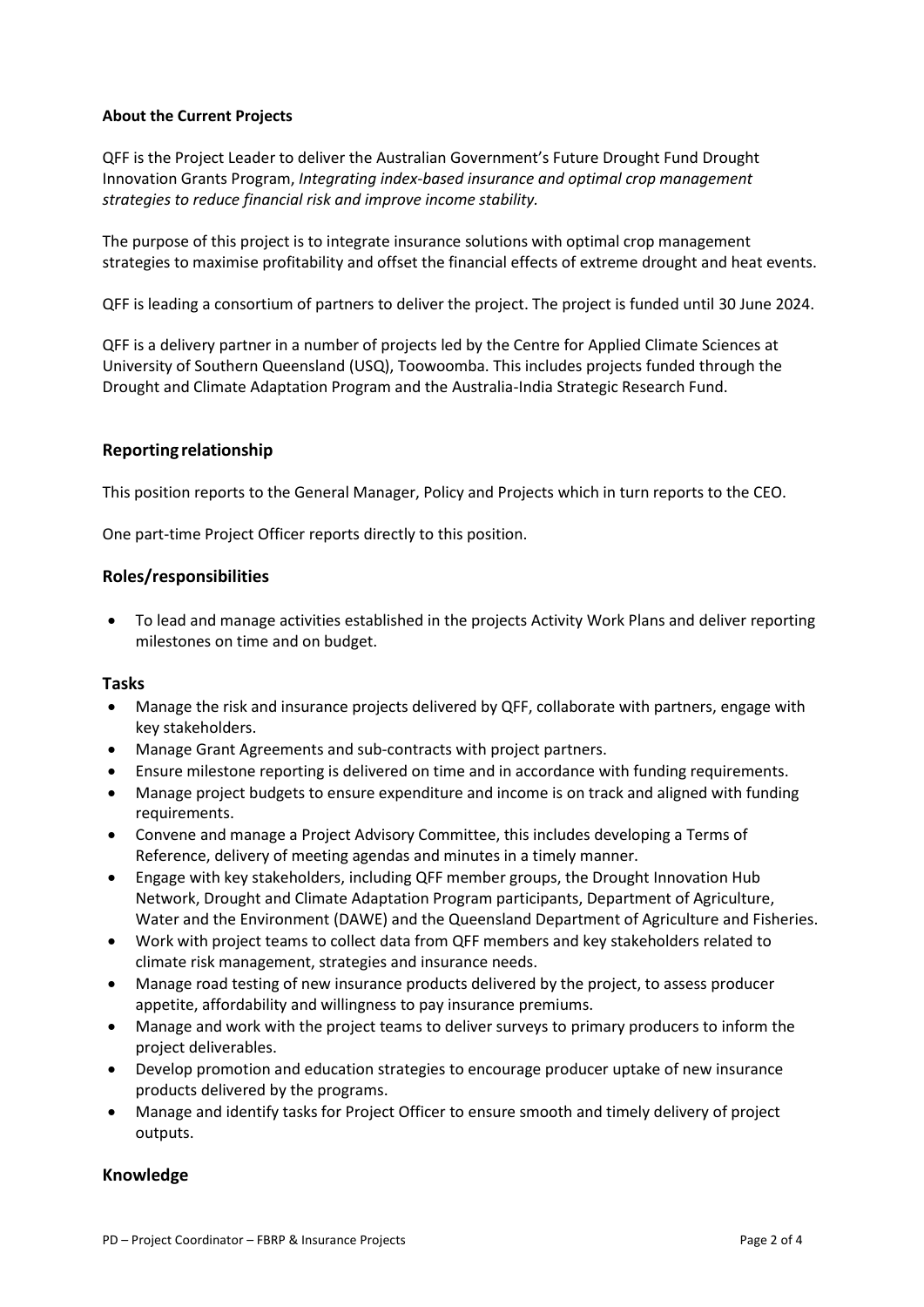**About the Current Projects**

QFF is the Project Leader to deliver the Australian Government's Future Drought Fund Drought Innovation Grants Program, *Integrating index-based insurance and optimal crop management strategies to reduce financial risk and improve income stability.*

The purpose of this project is to integrate insurance solutions with optimal crop management strategies to maximise profitability and offset the financial effects of extreme drought and heat events.

QFF is leading a consortium of partners to deliver the project. The project is funded until 30 June 2024.

QFF is a delivery partner in a number of projects led by the Centre for Applied Climate Sciences at University of Southern Queensland (USQ), Toowoomba. This includes projects funded through the Drought and Climate Adaptation Program and the Australia-India Strategic Research Fund.

## Reporting relationship

This position reports to the General Manager, Policy and Projects which in turn reports to the CEO.

One part-time Project Officer reports directly to this position.

## Roles/responsibilities

- To lead and manage activities established in the projects Activity Work Plans and deliver reporting milestones on time and on budget.

## Tasks

- Manage the risk and insurance projects delivered by QFF, collaborate with partners, engage with key stakeholders.
- Manage Grant Agreements and sub-contracts with project partners.
- Ensure milestone reporting is delivered on time and in accordance with funding requirements.
- Manage project budgets to ensure expenditure and income is on track and aligned with funding requirements.
- Convene and manage a Project Advisory Committee, this includes developing a Terms of Reference, delivery of meeting agendas and minutes in a timely manner.
- Engage with key stakeholders, including QFF member groups, the Drought Innovation Hub Network, Drought and Climate Adaptation Program participants, Department of Agriculture, Water and the Environment (DAWE) and the Queensland Department of Agriculture and Fisheries.
- Work with project teams to collect data from QFF members and key stakeholders related to climate risk management, strategies and insurance needs.
- Manage road testing of new insurance products delivered by the project, to assess producer appetite, affordability and willingness to pay insurance premiums.
- Manage and work with the project teams to deliver surveys to primary producers to inform the project deliverables.
- Develop promotion and education strategies to encourage producer uptake of new insurance products delivered by the programs.
- Manage and identify tasks for Project Officer to ensure smooth and timely delivery of project outputs.

## Knowledge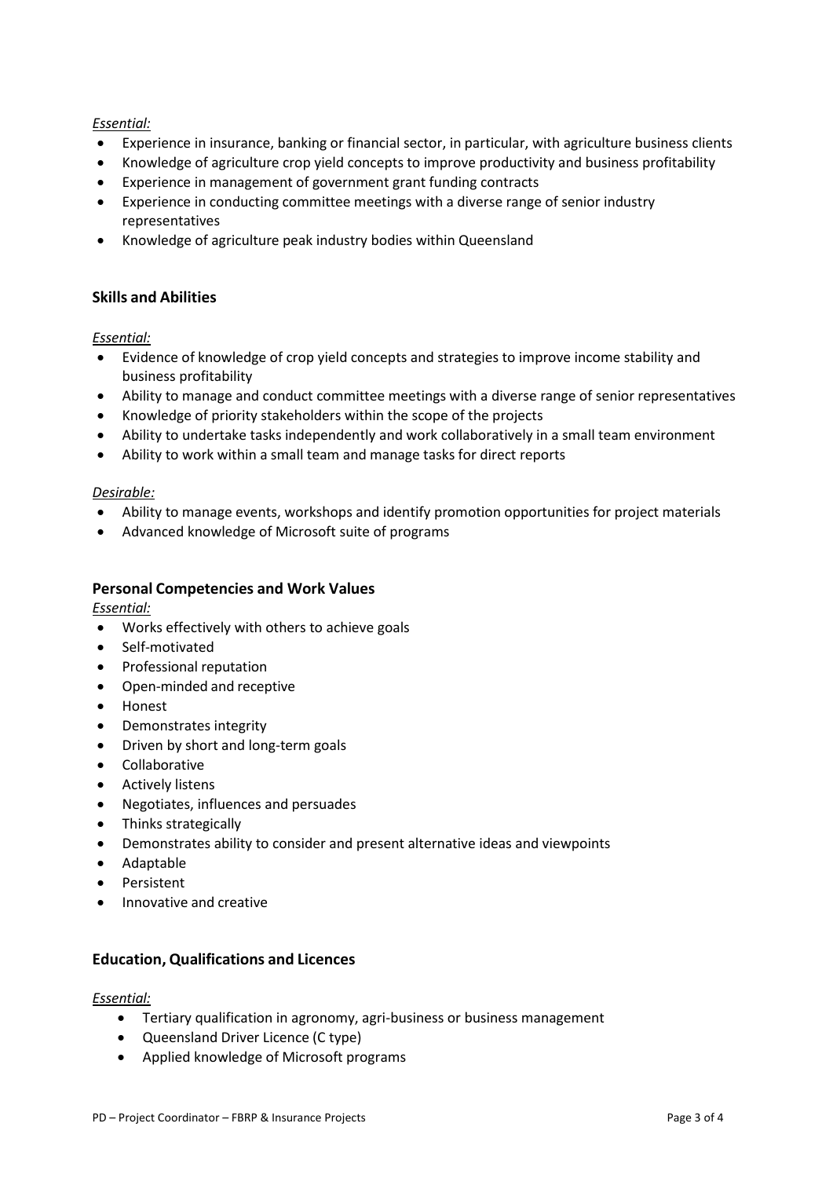*Essential:*

- Experience in insurance, banking or financial sector, in particular, with agriculture business clients
- Knowledge of agriculture crop yield concepts to improve productivity and business profitability
- Experience in management of government grant funding contracts
- Experience in conducting committee meetings with a diverse range of senior industry representatives
- Knowledge of agriculture peak industry bodies within Queensland

## Skills and Abilities

*Essential:*

- Evidence of knowledge of crop yield concepts and strategies to improve income stability and business profitability
- Ability to manage and conduct committee meetings with a diverse range of senior representatives
- Knowledge of priority stakeholders within the scope of the projects
- Ability to undertake tasks independently and work collaboratively in a small team environment
- Ability to work within a small team and manage tasks for direct reports

*Desirable:*

- Ability to manage events, workshops and identify promotion opportunities for project materials
- Advanced knowledge of Microsoft suite of programs

## Personal Competencies and Work Values

*Essential:*

- Works effectively with others to achieve goals
- Self-motivated
- Professional reputation
- Open-minded and receptive
- Honest
- Demonstrates integrity
- Driven by short and long-term goals
- Collaborative
- Actively listens
- Negotiates, influences and persuades
- Thinks strategically
- Demonstrates ability to consider and present alternative ideas and viewpoints
- Adaptable
- Persistent
- Innovative and creative

## Education, Qualifications and Licences

*Essential:*

- Tertiary qualification in agronomy, agri-business or business management
- Queensland Driver Licence (C type)
- Applied knowledge of Microsoft programs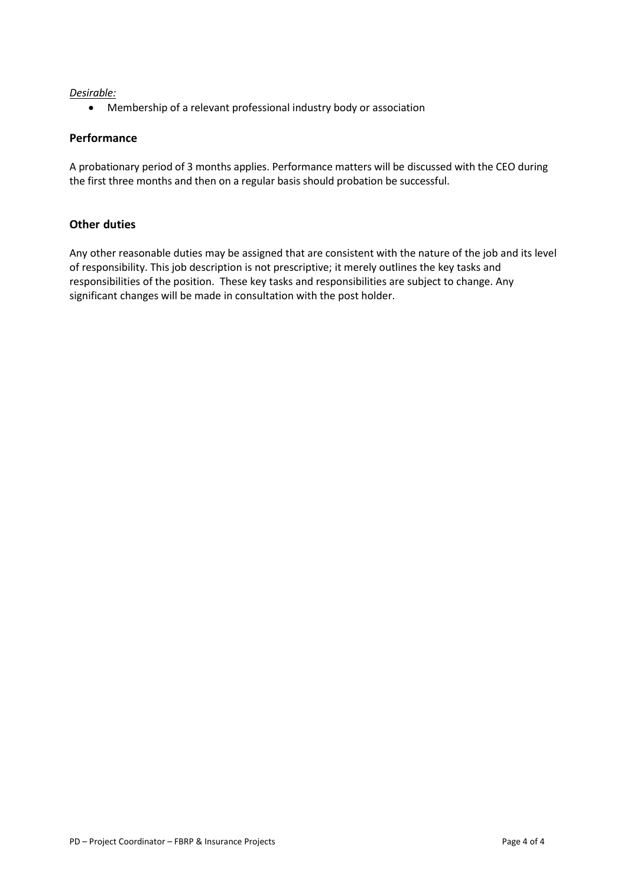*Desirable:*

- Membership of a relevant professional industry body or association

## Performance

A probationary period of 3 months applies. Performance matters will be discussed with the CEO during the first three months and then on a regular basis should probation be successful.

## Other duties

Any other reasonable duties may be assigned that are consistent with the nature of the job and its level of responsibility. This job description is not prescriptive; it merely outlines the key tasks and responsibilities of the position. These key tasks and responsibilities are subject to change. Any significant changes will be made in consultation with the post holder.